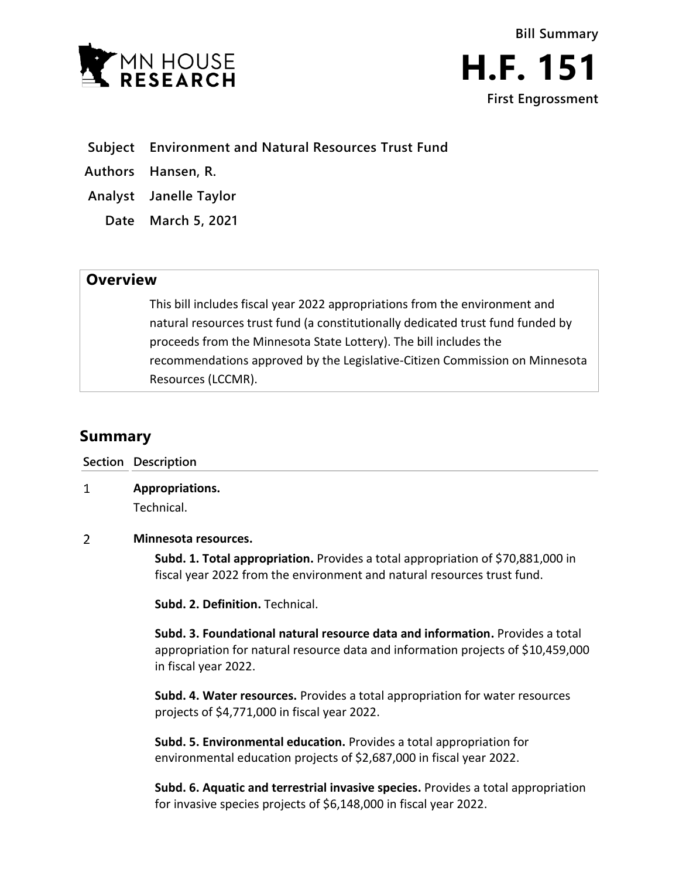Bill Summary

# H.F. 151

First Engrossment

**Subject** Environment and Natural Resources Trust Fund

**Authors** Hansen, R.

**Analyst** Janelle Taylor

**Date** March 5, 2021

## Overview

This bill includes fiscal year 2022 appropriations from the environment and natural resources trust fund (a constitutionally dedicated trust fund funded by proceeds from the Minnesota State Lottery). The bill includes the recommendations approved by the Legislative-Citizen Commission on Minnesota Resources (LCCMR).

## Summary

| Section | Description |
|---|---|
| 1 | **Appropriations.**<br>Technical. |
| 2 | **Minnesota resources.**<br>**Subd. 1. Total appropriation.** Provides a total appropriation of $70,881,000 in fiscal year 2022 from the environment and natural resources trust fund.<br>**Subd. 2. Definition.** Technical.<br>**Subd. 3. Foundational natural resource data and information.** Provides a total appropriation for natural resource data and information projects of $10,459,000 in fiscal year 2022.<br>**Subd. 4. Water resources.** Provides a total appropriation for water resources projects of $4,771,000 in fiscal year 2022.<br>**Subd. 5. Environmental education.** Provides a total appropriation for environmental education projects of $2,687,000 in fiscal year 2022.<br>**Subd. 6. Aquatic and terrestrial invasive species.** Provides a total appropriation for invasive species projects of $6,148,000 in fiscal year 2022. |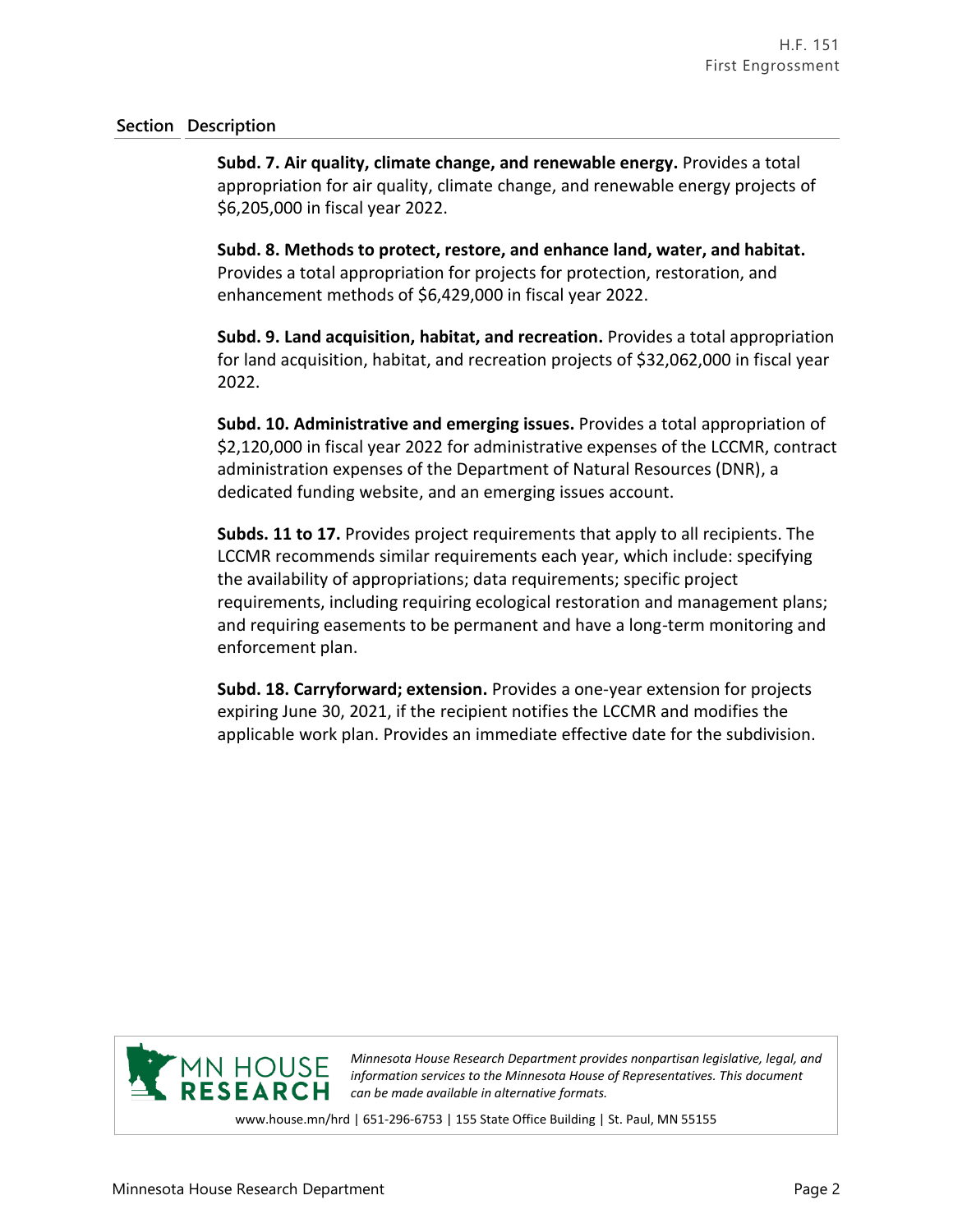| Section | Description |
|---|---|
| | **Subd. 7. Air quality, climate change, and renewable energy.** Provides a total appropriation for air quality, climate change, and renewable energy projects of $6,205,000 in fiscal year 2022. |
| | **Subd. 8. Methods to protect, restore, and enhance land, water, and habitat.** Provides a total appropriation for projects for protection, restoration, and enhancement methods of $6,429,000 in fiscal year 2022. |
| | **Subd. 9. Land acquisition, habitat, and recreation.** Provides a total appropriation for land acquisition, habitat, and recreation projects of $32,062,000 in fiscal year 2022. |
| | **Subd. 10. Administrative and emerging issues.** Provides a total appropriation of $2,120,000 in fiscal year 2022 for administrative expenses of the LCCMR, contract administration expenses of the Department of Natural Resources (DNR), a dedicated funding website, and an emerging issues account. |
| | **Subds. 11 to 17.** Provides project requirements that apply to all recipients. The LCCMR recommends similar requirements each year, which include: specifying the availability of appropriations; data requirements; specific project requirements, including requiring ecological restoration and management plans; and requiring easements to be permanent and have a long-term monitoring and enforcement plan. |
| | **Subd. 18. Carryforward; extension.** Provides a one-year extension for projects expiring June 30, 2021, if the recipient notifies the LCCMR and modifies the applicable work plan. Provides an immediate effective date for the subdivision. |

MN HOUSE RESEARCH

*Minnesota House Research Department provides nonpartisan legislative, legal, and information services to the Minnesota House of Representatives. This document can be made available in alternative formats.*

www.house.mn/hrd | 651-296-6753 | 155 State Office Building | St. Paul, MN 55155